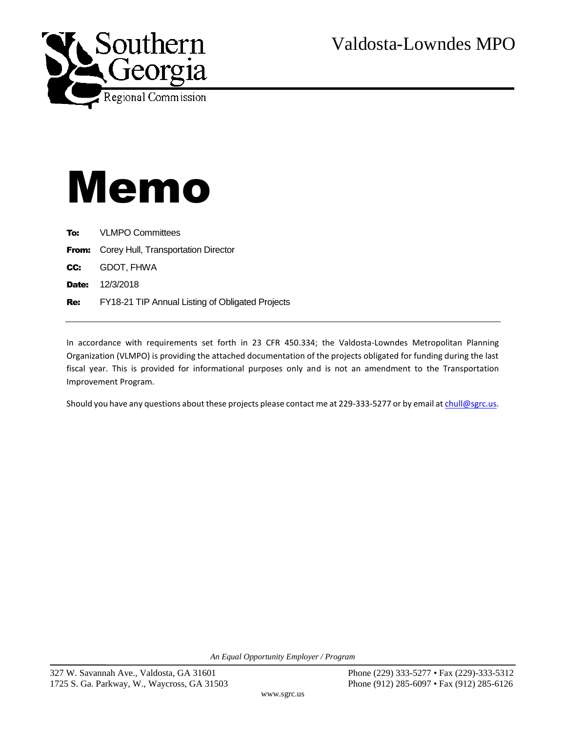Southern Georgia Regional Commission

Valdosta-Lowndes MPO

# Memo

**To:** VLMPO Committees

**From:** Corey Hull, Transportation Director

**CC:** GDOT, FHWA

**Date:** 12/3/2018

**Re:** FY18-21 TIP Annual Listing of Obligated Projects

---

In accordance with requirements set forth in 23 CFR 450.334; the Valdosta-Lowndes Metropolitan Planning Organization (VLMPO) is providing the attached documentation of the projects obligated for funding during the last fiscal year. This is provided for informational purposes only and is not an amendment to the Transportation Improvement Program.

Should you have any questions about these projects please contact me at 229-333-5277 or by email at chull@sgrc.us.

*An Equal Opportunity Employer / Program*

327 W. Savannah Ave., Valdosta, GA 31601
1725 S. Ga. Parkway, W., Waycross, GA 31503

Phone (229) 333-5277 • Fax (229)-333-5312
Phone (912) 285-6097 • Fax (912) 285-6126

www.sgrc.us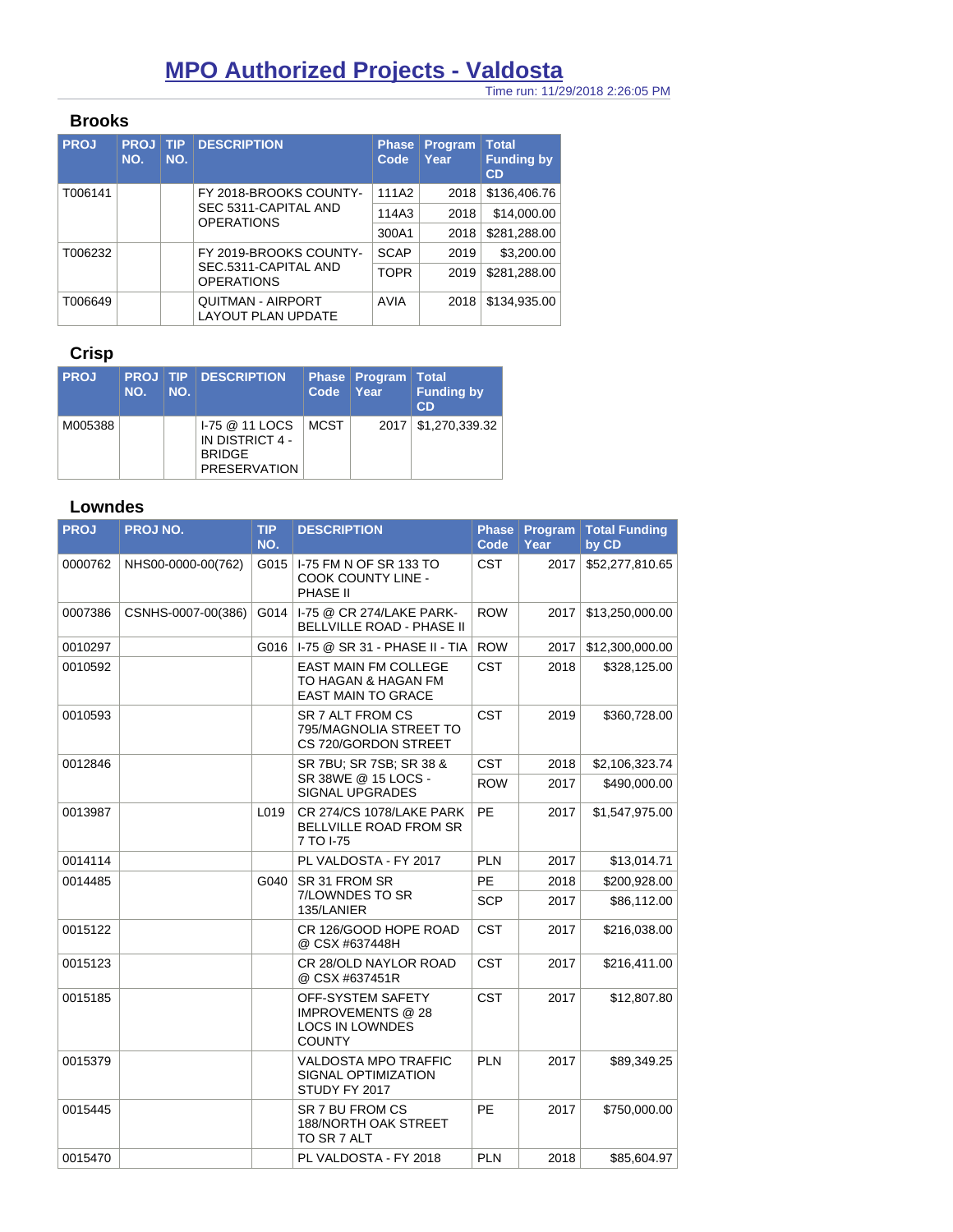# MPO Authorized Projects - Valdosta

Time run: 11/29/2018 2:26:05 PM

## Brooks

| PROJ | PROJ NO. | TIP NO. | DESCRIPTION | Phase Code | Program Year | Total Funding by CD |
|---|---|---|---|---|---|---|
| T006141 | | | FY 2018-BROOKS COUNTY-SEC 5311-CAPITAL AND OPERATIONS | 111A2 | 2018 | $136,406.76 |
| | | | | 114A3 | 2018 | $14,000.00 |
| | | | | 300A1 | 2018 | $281,288.00 |
| T006232 | | | FY 2019-BROOKS COUNTY-SEC.5311-CAPITAL AND OPERATIONS | SCAP | 2019 | $3,200.00 |
| | | | | TOPR | 2019 | $281,288.00 |
| T006649 | | | QUITMAN - AIRPORT LAYOUT PLAN UPDATE | AVIA | 2018 | $134,935.00 |

## Crisp

| PROJ | PROJ NO. | TIP NO. | DESCRIPTION | Phase Code | Program Year | Total Funding by CD |
|---|---|---|---|---|---|---|
| M005388 | | | I-75 @ 11 LOCS IN DISTRICT 4 - BRIDGE PRESERVATION | MCST | 2017 | $1,270,339.32 |

## Lowndes

| PROJ | PROJ NO. | TIP NO. | DESCRIPTION | Phase Code | Program Year | Total Funding by CD |
|---|---|---|---|---|---|---|
| 0000762 | NHS00-0000-00(762) | G015 | I-75 FM N OF SR 133 TO COOK COUNTY LINE - PHASE II | CST | 2017 | $52,277,810.65 |
| 0007386 | CSNHS-0007-00(386) | G014 | I-75 @ CR 274/LAKE PARK-BELLVILLE ROAD - PHASE II | ROW | 2017 | $13,250,000.00 |
| 0010297 | | G016 | I-75 @ SR 31 - PHASE II - TIA | ROW | 2017 | $12,300,000.00 |
| 0010592 | | | EAST MAIN FM COLLEGE TO HAGAN & HAGAN FM EAST MAIN TO GRACE | CST | 2018 | $328,125.00 |
| 0010593 | | | SR 7 ALT FROM CS 795/MAGNOLIA STREET TO CS 720/GORDON STREET | CST | 2019 | $360,728.00 |
| 0012846 | | | SR 7BU; SR 7SB; SR 38 & SR 38WE @ 15 LOCS - SIGNAL UPGRADES | CST | 2018 | $2,106,323.74 |
| | | | | ROW | 2017 | $490,000.00 |
| 0013987 | | L019 | CR 274/CS 1078/LAKE PARK BELLVILLE ROAD FROM SR 7 TO I-75 | PE | 2017 | $1,547,975.00 |
| 0014114 | | | PL VALDOSTA - FY 2017 | PLN | 2017 | $13,014.71 |
| 0014485 | | G040 | SR 31 FROM SR 7/LOWNDES TO SR 135/LANIER | PE | 2018 | $200,928.00 |
| | | | | SCP | 2017 | $86,112.00 |
| 0015122 | | | CR 126/GOOD HOPE ROAD @ CSX #637448H | CST | 2017 | $216,038.00 |
| 0015123 | | | CR 28/OLD NAYLOR ROAD @ CSX #637451R | CST | 2017 | $216,411.00 |
| 0015185 | | | OFF-SYSTEM SAFETY IMPROVEMENTS @ 28 LOCS IN LOWNDES COUNTY | CST | 2017 | $12,807.80 |
| 0015379 | | | VALDOSTA MPO TRAFFIC SIGNAL OPTIMIZATION STUDY FY 2017 | PLN | 2017 | $89,349.25 |
| 0015445 | | | SR 7 BU FROM CS 188/NORTH OAK STREET TO SR 7 ALT | PE | 2017 | $750,000.00 |
| 0015470 | | | PL VALDOSTA - FY 2018 | PLN | 2018 | $85,604.97 |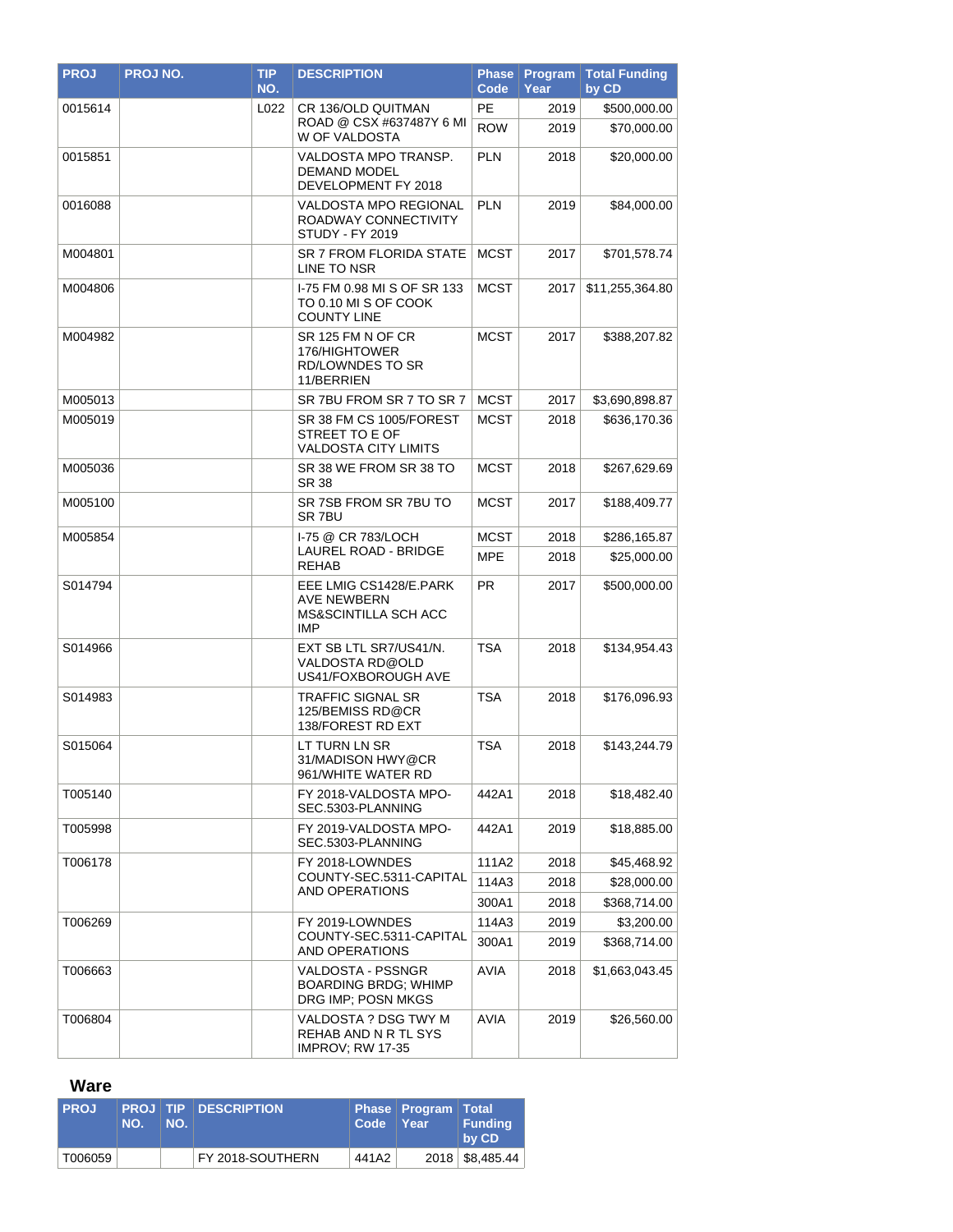| PROJ | PROJ NO. | TIP NO. | DESCRIPTION | Phase Code | Program Year | Total Funding by CD |
|---|---|---|---|---|---|---|
| 0015614 | | L022 | CR 136/OLD QUITMAN ROAD @ CSX #637487Y 6 MI W OF VALDOSTA | PE | 2019 | $500,000.00 |
| | | | | ROW | 2019 | $70,000.00 |
| 0015851 | | | VALDOSTA MPO TRANSP. DEMAND MODEL DEVELOPMENT FY 2018 | PLN | 2018 | $20,000.00 |
| 0016088 | | | VALDOSTA MPO REGIONAL ROADWAY CONNECTIVITY STUDY - FY 2019 | PLN | 2019 | $84,000.00 |
| M004801 | | | SR 7 FROM FLORIDA STATE LINE TO NSR | MCST | 2017 | $701,578.74 |
| M004806 | | | I-75 FM 0.98 MI S OF SR 133 TO 0.10 MI S OF COOK COUNTY LINE | MCST | 2017 | $11,255,364.80 |
| M004982 | | | SR 125 FM N OF CR 176/HIGHTOWER RD/LOWNDES TO SR 11/BERRIEN | MCST | 2017 | $388,207.82 |
| M005013 | | | SR 7BU FROM SR 7 TO SR 7 | MCST | 2017 | $3,690,898.87 |
| M005019 | | | SR 38 FM CS 1005/FOREST STREET TO E OF VALDOSTA CITY LIMITS | MCST | 2018 | $636,170.36 |
| M005036 | | | SR 38 WE FROM SR 38 TO SR 38 | MCST | 2018 | $267,629.69 |
| M005100 | | | SR 7SB FROM SR 7BU TO SR 7BU | MCST | 2017 | $188,409.77 |
| M005854 | | | I-75 @ CR 783/LOCH LAUREL ROAD - BRIDGE REHAB | MCST | 2018 | $286,165.87 |
| | | | | MPE | 2018 | $25,000.00 |
| S014794 | | | EEE LMIG CS1428/E.PARK AVE NEWBERN MS&SCINTILLA SCH ACC IMP | PR | 2017 | $500,000.00 |
| S014966 | | | EXT SB LTL SR7/US41/N. VALDOSTA RD@OLD US41/FOXBOROUGH AVE | TSA | 2018 | $134,954.43 |
| S014983 | | | TRAFFIC SIGNAL SR 125/BEMISS RD@CR 138/FOREST RD EXT | TSA | 2018 | $176,096.93 |
| S015064 | | | LT TURN LN SR 31/MADISON HWY@CR 961/WHITE WATER RD | TSA | 2018 | $143,244.79 |
| T005140 | | | FY 2018-VALDOSTA MPO-SEC.5303-PLANNING | 442A1 | 2018 | $18,482.40 |
| T005998 | | | FY 2019-VALDOSTA MPO-SEC.5303-PLANNING | 442A1 | 2019 | $18,885.00 |
| T006178 | | | FY 2018-LOWNDES COUNTY-SEC.5311-CAPITAL AND OPERATIONS | 111A2 | 2018 | $45,468.92 |
| | | | | 114A3 | 2018 | $28,000.00 |
| | | | | 300A1 | 2018 | $368,714.00 |
| T006269 | | | FY 2019-LOWNDES COUNTY-SEC.5311-CAPITAL AND OPERATIONS | 114A3 | 2019 | $3,200.00 |
| | | | | 300A1 | 2019 | $368,714.00 |
| T006663 | | | VALDOSTA - PSSNGR BOARDING BRDG; WHIMP DRG IMP; POSN MKGS | AVIA | 2018 | $1,663,043.45 |
| T006804 | | | VALDOSTA ? DSG TWY M REHAB AND N R TL SYS IMPROV; RW 17-35 | AVIA | 2019 | $26,560.00 |

## Ware

| PROJ | PROJ NO. | TIP NO. | DESCRIPTION | Phase Code | Program Year | Total Funding by CD |
|---|---|---|---|---|---|---|
| T006059 | | | FY 2018-SOUTHERN | 441A2 | 2018 | $8,485.44 |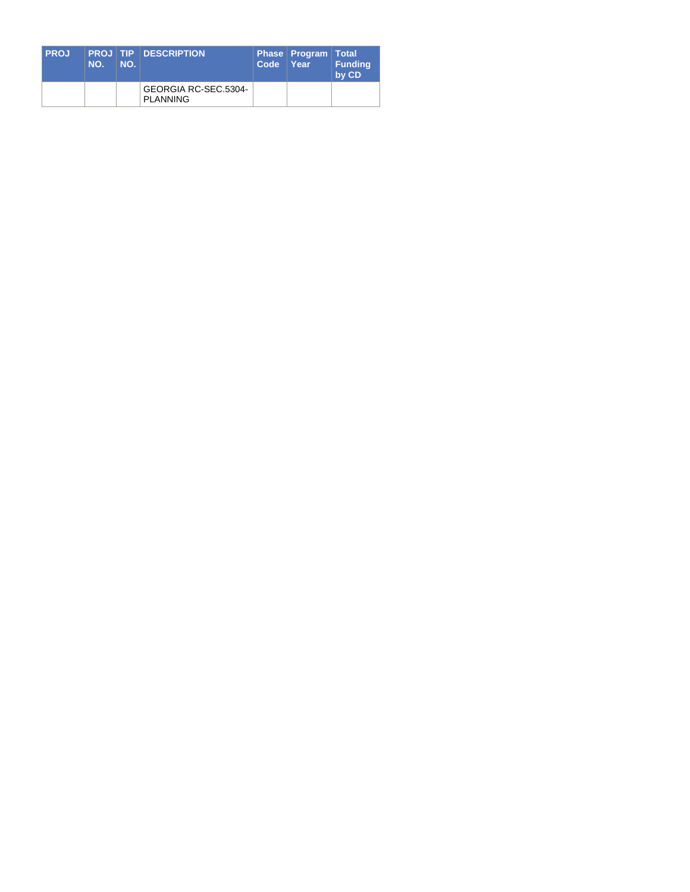| PROJ | PROJ NO. | TIP NO. | DESCRIPTION | Phase Code | Program Year | Total Funding by CD |
| --- | --- | --- | --- | --- | --- | --- |
| | | | GEORGIA RC-SEC.5304-PLANNING | | | |